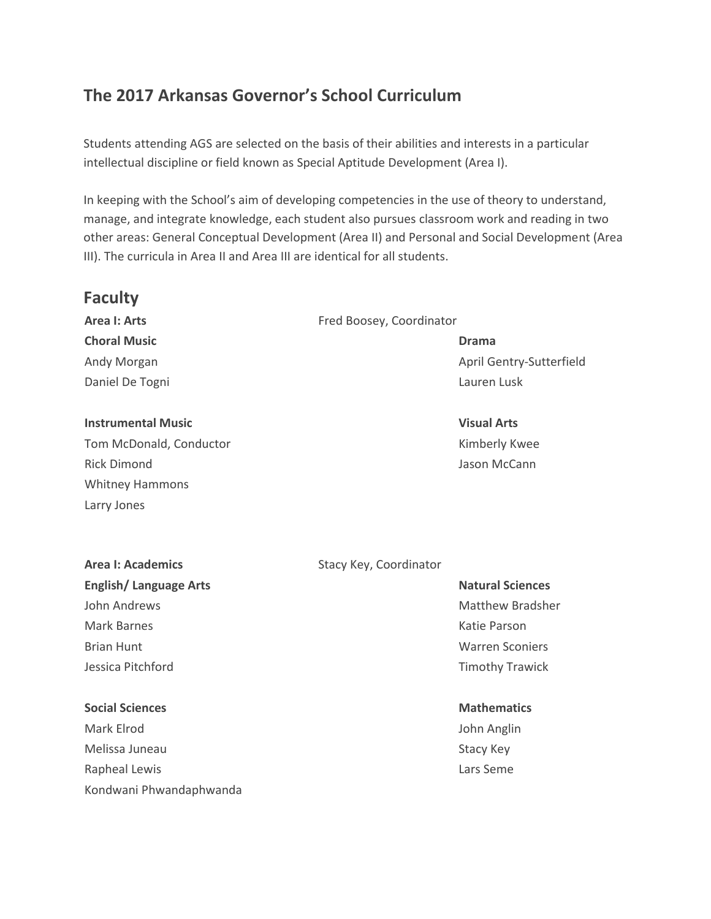## The 2017 Arkansas Governor's School Curriculum

Students attending AGS are selected on the basis of their abilities and interests in a particular intellectual discipline or field known as Special Aptitude Development (Area I).

In keeping with the School's aim of developing competencies in the use of theory to understand, manage, and integrate knowledge, each student also pursues classroom work and reading in two other areas: General Conceptual Development (Area II) and Personal and Social Development (Area III). The curricula in Area II and Area III are identical for all students.

## Faculty

**Area I: Arts** — Fred Boosey, Coordinator

**Choral Music**
Andy Morgan
Daniel De Togni

**Drama**
April Gentry-Sutterfield
Lauren Lusk

**Instrumental Music**
Tom McDonald, Conductor
Rick Dimond
Whitney Hammons
Larry Jones

**Visual Arts**
Kimberly Kwee
Jason McCann

**Area I: Academics** — Stacy Key, Coordinator

**English/ Language Arts**
John Andrews
Mark Barnes
Brian Hunt
Jessica Pitchford

**Natural Sciences**
Matthew Bradsher
Katie Parson
Warren Sconiers
Timothy Trawick

**Social Sciences**
Mark Elrod
Melissa Juneau
Rapheal Lewis
Kondwani Phwandaphwanda

**Mathematics**
John Anglin
Stacy Key
Lars Seme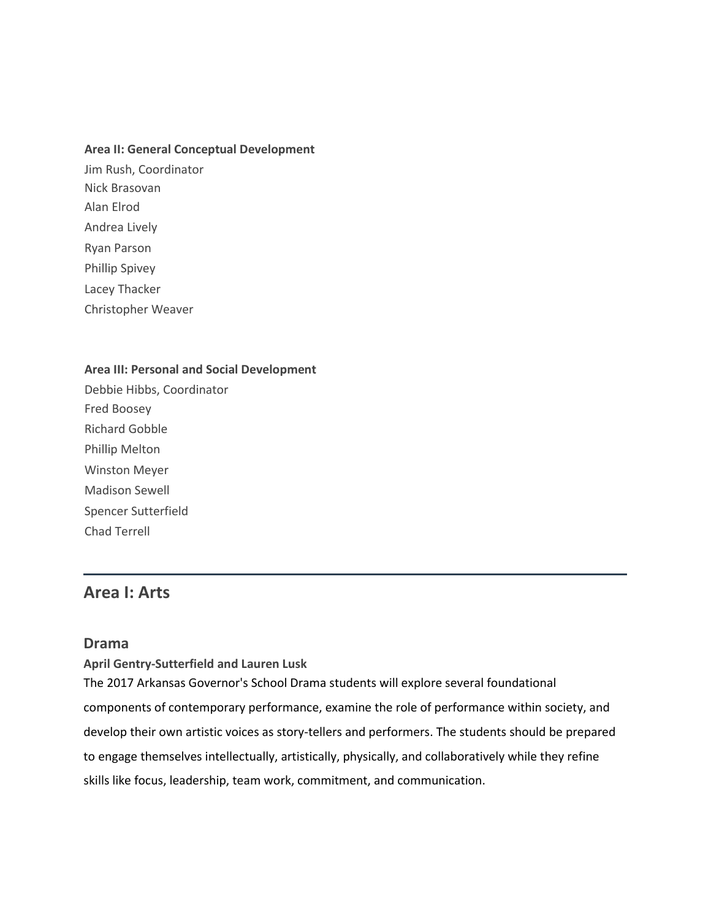**Area II: General Conceptual Development**

Jim Rush, Coordinator
Nick Brasovan
Alan Elrod
Andrea Lively
Ryan Parson
Phillip Spivey
Lacey Thacker
Christopher Weaver

**Area III: Personal and Social Development**

Debbie Hibbs, Coordinator
Fred Boosey
Richard Gobble
Phillip Melton
Winston Meyer
Madison Sewell
Spencer Sutterfield
Chad Terrell

---

## Area I: Arts

### Drama

**April Gentry-Sutterfield and Lauren Lusk**

The 2017 Arkansas Governor's School Drama students will explore several foundational components of contemporary performance, examine the role of performance within society, and develop their own artistic voices as story-tellers and performers. The students should be prepared to engage themselves intellectually, artistically, physically, and collaboratively while they refine skills like focus, leadership, team work, commitment, and communication.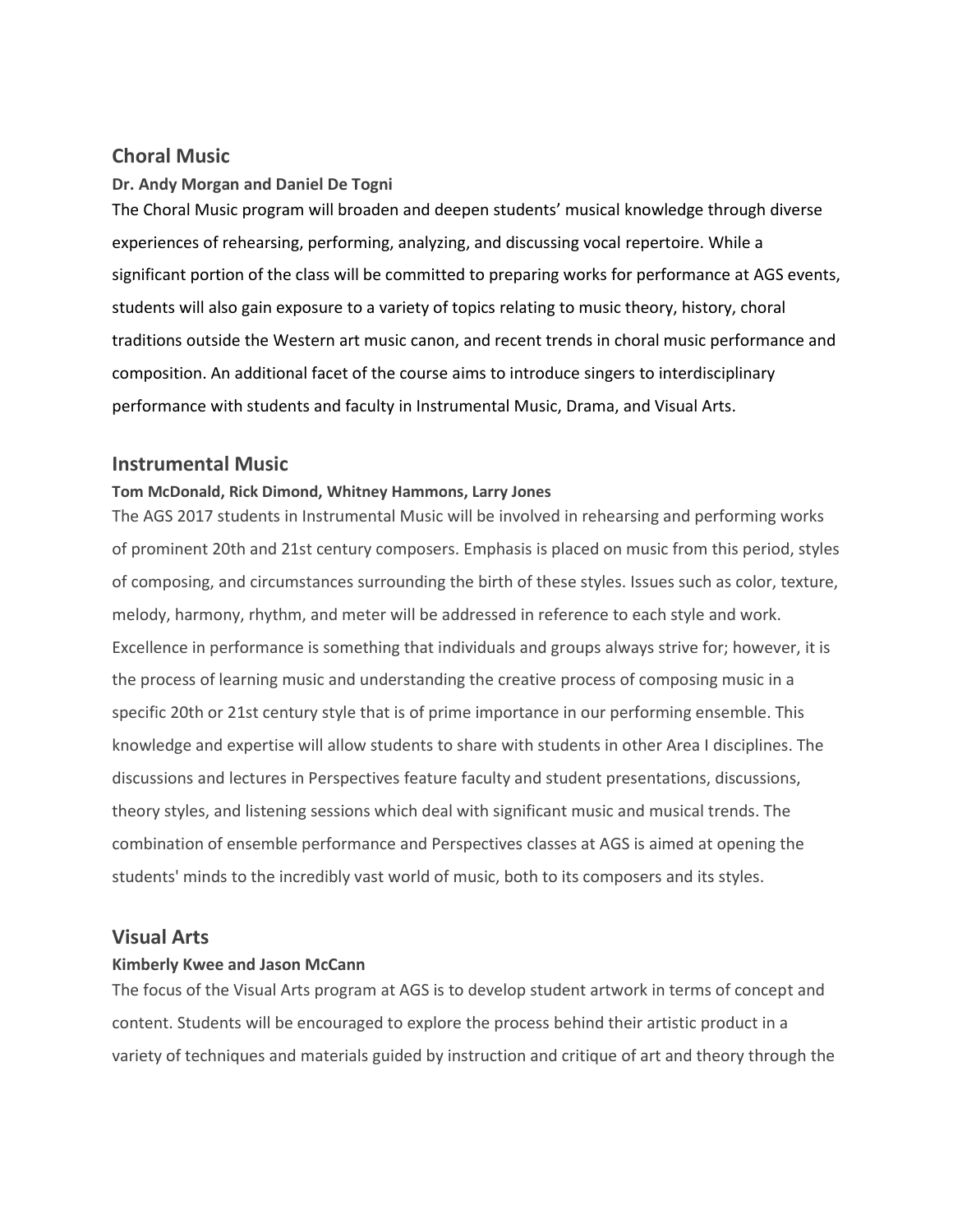## Choral Music

**Dr. Andy Morgan and Daniel De Togni**

The Choral Music program will broaden and deepen students' musical knowledge through diverse experiences of rehearsing, performing, analyzing, and discussing vocal repertoire. While a significant portion of the class will be committed to preparing works for performance at AGS events, students will also gain exposure to a variety of topics relating to music theory, history, choral traditions outside the Western art music canon, and recent trends in choral music performance and composition. An additional facet of the course aims to introduce singers to interdisciplinary performance with students and faculty in Instrumental Music, Drama, and Visual Arts.

## Instrumental Music

**Tom McDonald, Rick Dimond, Whitney Hammons, Larry Jones**

The AGS 2017 students in Instrumental Music will be involved in rehearsing and performing works of prominent 20th and 21st century composers. Emphasis is placed on music from this period, styles of composing, and circumstances surrounding the birth of these styles. Issues such as color, texture, melody, harmony, rhythm, and meter will be addressed in reference to each style and work. Excellence in performance is something that individuals and groups always strive for; however, it is the process of learning music and understanding the creative process of composing music in a specific 20th or 21st century style that is of prime importance in our performing ensemble. This knowledge and expertise will allow students to share with students in other Area I disciplines. The discussions and lectures in Perspectives feature faculty and student presentations, discussions, theory styles, and listening sessions which deal with significant music and musical trends. The combination of ensemble performance and Perspectives classes at AGS is aimed at opening the students' minds to the incredibly vast world of music, both to its composers and its styles.

## Visual Arts

**Kimberly Kwee and Jason McCann**

The focus of the Visual Arts program at AGS is to develop student artwork in terms of concept and content. Students will be encouraged to explore the process behind their artistic product in a variety of techniques and materials guided by instruction and critique of art and theory through the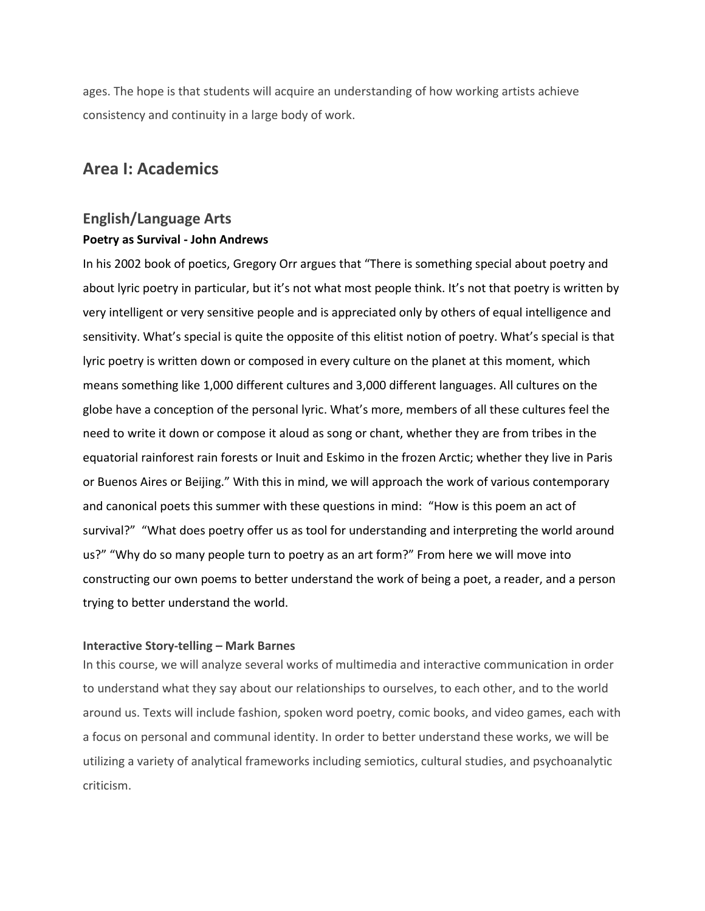ages. The hope is that students will acquire an understanding of how working artists achieve consistency and continuity in a large body of work.

## Area I: Academics

### English/Language Arts

**Poetry as Survival - John Andrews**

In his 2002 book of poetics, Gregory Orr argues that "There is something special about poetry and about lyric poetry in particular, but it's not what most people think. It's not that poetry is written by very intelligent or very sensitive people and is appreciated only by others of equal intelligence and sensitivity. What's special is quite the opposite of this elitist notion of poetry. What's special is that lyric poetry is written down or composed in every culture on the planet at this moment, which means something like 1,000 different cultures and 3,000 different languages. All cultures on the globe have a conception of the personal lyric. What's more, members of all these cultures feel the need to write it down or compose it aloud as song or chant, whether they are from tribes in the equatorial rainforest rain forests or Inuit and Eskimo in the frozen Arctic; whether they live in Paris or Buenos Aires or Beijing." With this in mind, we will approach the work of various contemporary and canonical poets this summer with these questions in mind: "How is this poem an act of survival?" "What does poetry offer us as tool for understanding and interpreting the world around us?" "Why do so many people turn to poetry as an art form?" From here we will move into constructing our own poems to better understand the work of being a poet, a reader, and a person trying to better understand the world.

**Interactive Story-telling – Mark Barnes**

In this course, we will analyze several works of multimedia and interactive communication in order to understand what they say about our relationships to ourselves, to each other, and to the world around us. Texts will include fashion, spoken word poetry, comic books, and video games, each with a focus on personal and communal identity. In order to better understand these works, we will be utilizing a variety of analytical frameworks including semiotics, cultural studies, and psychoanalytic criticism.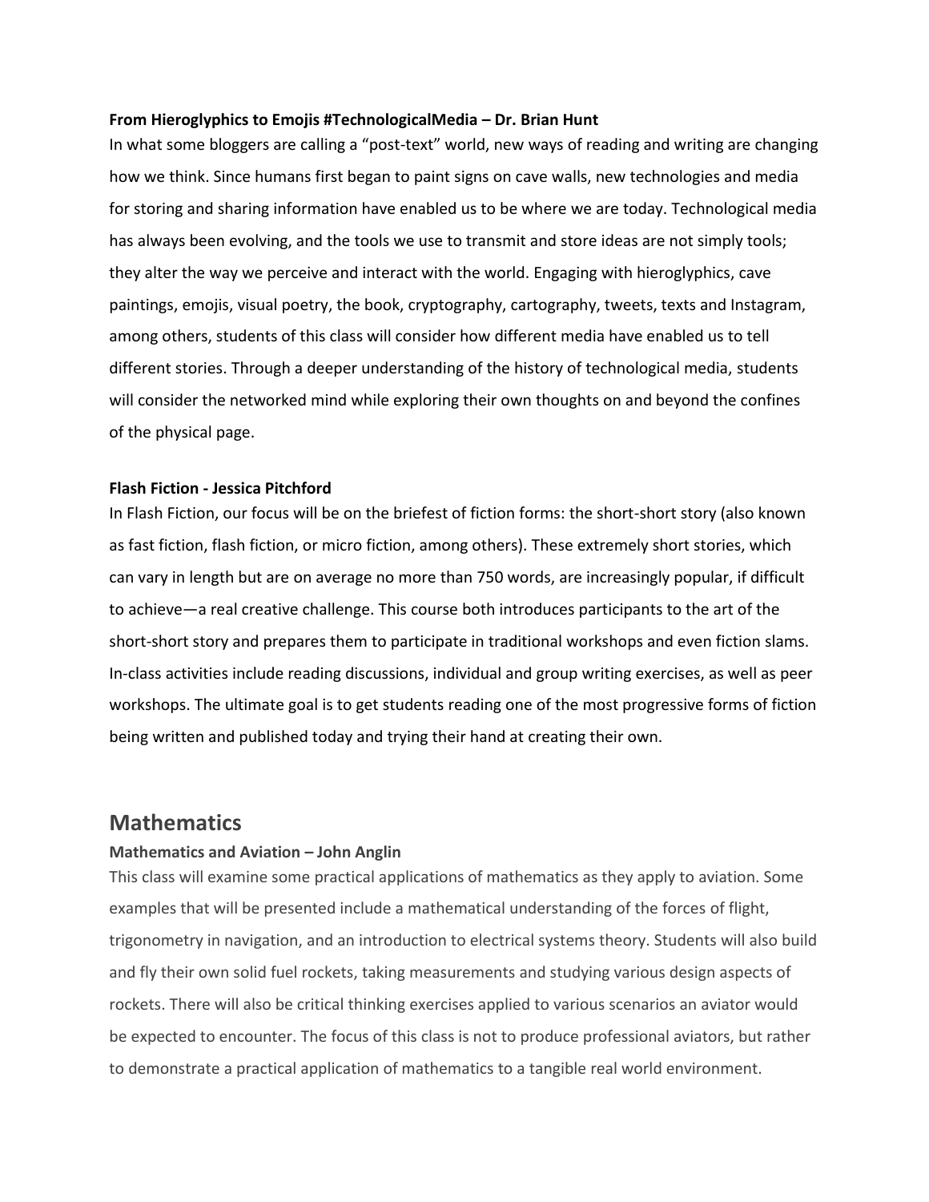**From Hieroglyphics to Emojis #TechnologicalMedia – Dr. Brian Hunt**

In what some bloggers are calling a "post-text" world, new ways of reading and writing are changing how we think. Since humans first began to paint signs on cave walls, new technologies and media for storing and sharing information have enabled us to be where we are today. Technological media has always been evolving, and the tools we use to transmit and store ideas are not simply tools; they alter the way we perceive and interact with the world. Engaging with hieroglyphics, cave paintings, emojis, visual poetry, the book, cryptography, cartography, tweets, texts and Instagram, among others, students of this class will consider how different media have enabled us to tell different stories. Through a deeper understanding of the history of technological media, students will consider the networked mind while exploring their own thoughts on and beyond the confines of the physical page.

**Flash Fiction - Jessica Pitchford**

In Flash Fiction, our focus will be on the briefest of fiction forms: the short-short story (also known as fast fiction, flash fiction, or micro fiction, among others). These extremely short stories, which can vary in length but are on average no more than 750 words, are increasingly popular, if difficult to achieve—a real creative challenge. This course both introduces participants to the art of the short-short story and prepares them to participate in traditional workshops and even fiction slams. In-class activities include reading discussions, individual and group writing exercises, as well as peer workshops. The ultimate goal is to get students reading one of the most progressive forms of fiction being written and published today and trying their hand at creating their own.

## Mathematics

**Mathematics and Aviation – John Anglin**

This class will examine some practical applications of mathematics as they apply to aviation. Some examples that will be presented include a mathematical understanding of the forces of flight, trigonometry in navigation, and an introduction to electrical systems theory. Students will also build and fly their own solid fuel rockets, taking measurements and studying various design aspects of rockets. There will also be critical thinking exercises applied to various scenarios an aviator would be expected to encounter. The focus of this class is not to produce professional aviators, but rather to demonstrate a practical application of mathematics to a tangible real world environment.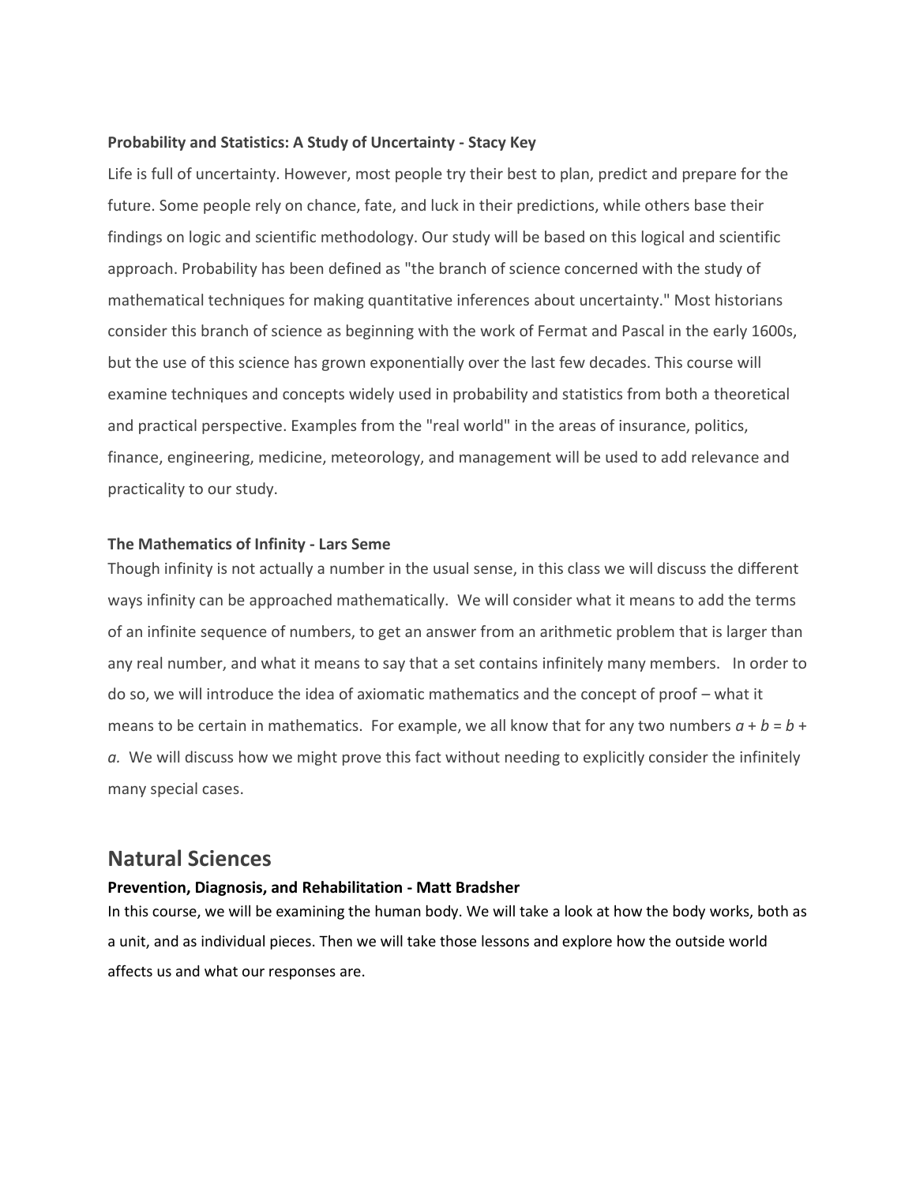**Probability and Statistics: A Study of Uncertainty - Stacy Key**

Life is full of uncertainty. However, most people try their best to plan, predict and prepare for the future. Some people rely on chance, fate, and luck in their predictions, while others base their findings on logic and scientific methodology. Our study will be based on this logical and scientific approach. Probability has been defined as "the branch of science concerned with the study of mathematical techniques for making quantitative inferences about uncertainty." Most historians consider this branch of science as beginning with the work of Fermat and Pascal in the early 1600s, but the use of this science has grown exponentially over the last few decades. This course will examine techniques and concepts widely used in probability and statistics from both a theoretical and practical perspective. Examples from the "real world" in the areas of insurance, politics, finance, engineering, medicine, meteorology, and management will be used to add relevance and practicality to our study.

**The Mathematics of Infinity - Lars Seme**

Though infinity is not actually a number in the usual sense, in this class we will discuss the different ways infinity can be approached mathematically. We will consider what it means to add the terms of an infinite sequence of numbers, to get an answer from an arithmetic problem that is larger than any real number, and what it means to say that a set contains infinitely many members. In order to do so, we will introduce the idea of axiomatic mathematics and the concept of proof – what it means to be certain in mathematics. For example, we all know that for any two numbers $a + b = b + a$. We will discuss how we might prove this fact without needing to explicitly consider the infinitely many special cases.

## Natural Sciences

**Prevention, Diagnosis, and Rehabilitation - Matt Bradsher**

In this course, we will be examining the human body. We will take a look at how the body works, both as a unit, and as individual pieces. Then we will take those lessons and explore how the outside world affects us and what our responses are.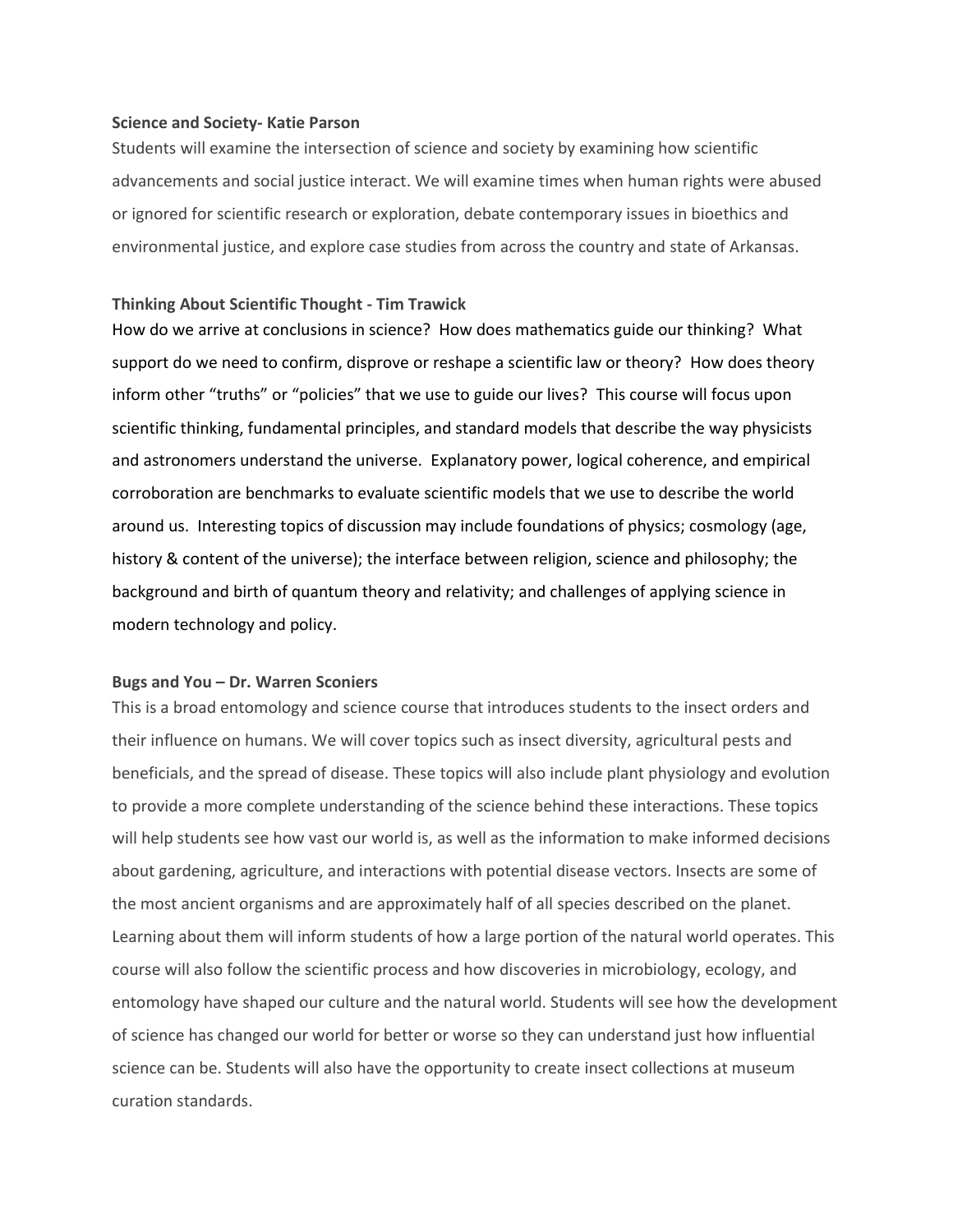**Science and Society- Katie Parson**

Students will examine the intersection of science and society by examining how scientific advancements and social justice interact. We will examine times when human rights were abused or ignored for scientific research or exploration, debate contemporary issues in bioethics and environmental justice, and explore case studies from across the country and state of Arkansas.

**Thinking About Scientific Thought - Tim Trawick**

How do we arrive at conclusions in science? How does mathematics guide our thinking? What support do we need to confirm, disprove or reshape a scientific law or theory? How does theory inform other "truths" or "policies" that we use to guide our lives? This course will focus upon scientific thinking, fundamental principles, and standard models that describe the way physicists and astronomers understand the universe. Explanatory power, logical coherence, and empirical corroboration are benchmarks to evaluate scientific models that we use to describe the world around us. Interesting topics of discussion may include foundations of physics; cosmology (age, history & content of the universe); the interface between religion, science and philosophy; the background and birth of quantum theory and relativity; and challenges of applying science in modern technology and policy.

**Bugs and You – Dr. Warren Sconiers**

This is a broad entomology and science course that introduces students to the insect orders and their influence on humans. We will cover topics such as insect diversity, agricultural pests and beneficials, and the spread of disease. These topics will also include plant physiology and evolution to provide a more complete understanding of the science behind these interactions. These topics will help students see how vast our world is, as well as the information to make informed decisions about gardening, agriculture, and interactions with potential disease vectors. Insects are some of the most ancient organisms and are approximately half of all species described on the planet. Learning about them will inform students of how a large portion of the natural world operates. This course will also follow the scientific process and how discoveries in microbiology, ecology, and entomology have shaped our culture and the natural world. Students will see how the development of science has changed our world for better or worse so they can understand just how influential science can be. Students will also have the opportunity to create insect collections at museum curation standards.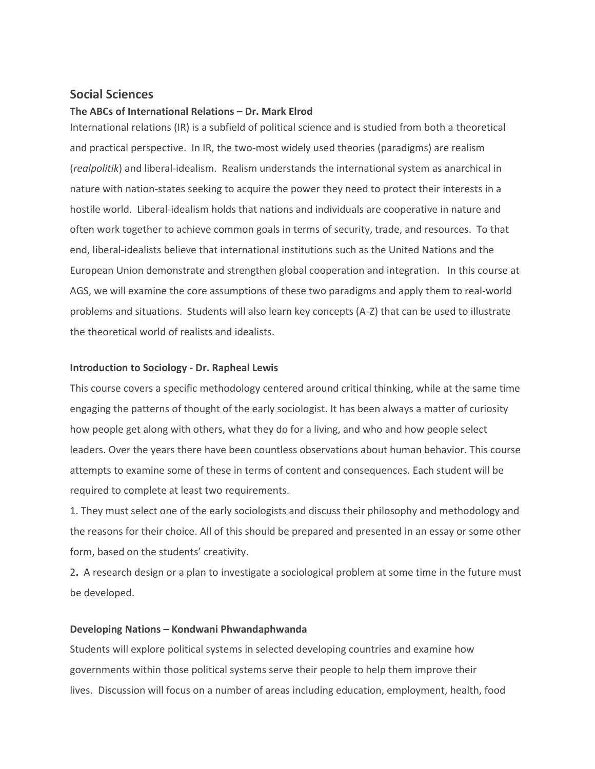## Social Sciences

### The ABCs of International Relations – Dr. Mark Elrod

International relations (IR) is a subfield of political science and is studied from both a theoretical and practical perspective. In IR, the two-most widely used theories (paradigms) are realism (*realpolitik*) and liberal-idealism. Realism understands the international system as anarchical in nature with nation-states seeking to acquire the power they need to protect their interests in a hostile world. Liberal-idealism holds that nations and individuals are cooperative in nature and often work together to achieve common goals in terms of security, trade, and resources. To that end, liberal-idealists believe that international institutions such as the United Nations and the European Union demonstrate and strengthen global cooperation and integration. In this course at AGS, we will examine the core assumptions of these two paradigms and apply them to real-world problems and situations. Students will also learn key concepts (A-Z) that can be used to illustrate the theoretical world of realists and idealists.

### Introduction to Sociology - Dr. Rapheal Lewis

This course covers a specific methodology centered around critical thinking, while at the same time engaging the patterns of thought of the early sociologist. It has been always a matter of curiosity how people get along with others, what they do for a living, and who and how people select leaders. Over the years there have been countless observations about human behavior. This course attempts to examine some of these in terms of content and consequences. Each student will be required to complete at least two requirements.

1. They must select one of the early sociologists and discuss their philosophy and methodology and the reasons for their choice. All of this should be prepared and presented in an essay or some other form, based on the students' creativity.
2. A research design or a plan to investigate a sociological problem at some time in the future must be developed.

### Developing Nations – Kondwani Phwandaphwanda

Students will explore political systems in selected developing countries and examine how governments within those political systems serve their people to help them improve their lives. Discussion will focus on a number of areas including education, employment, health, food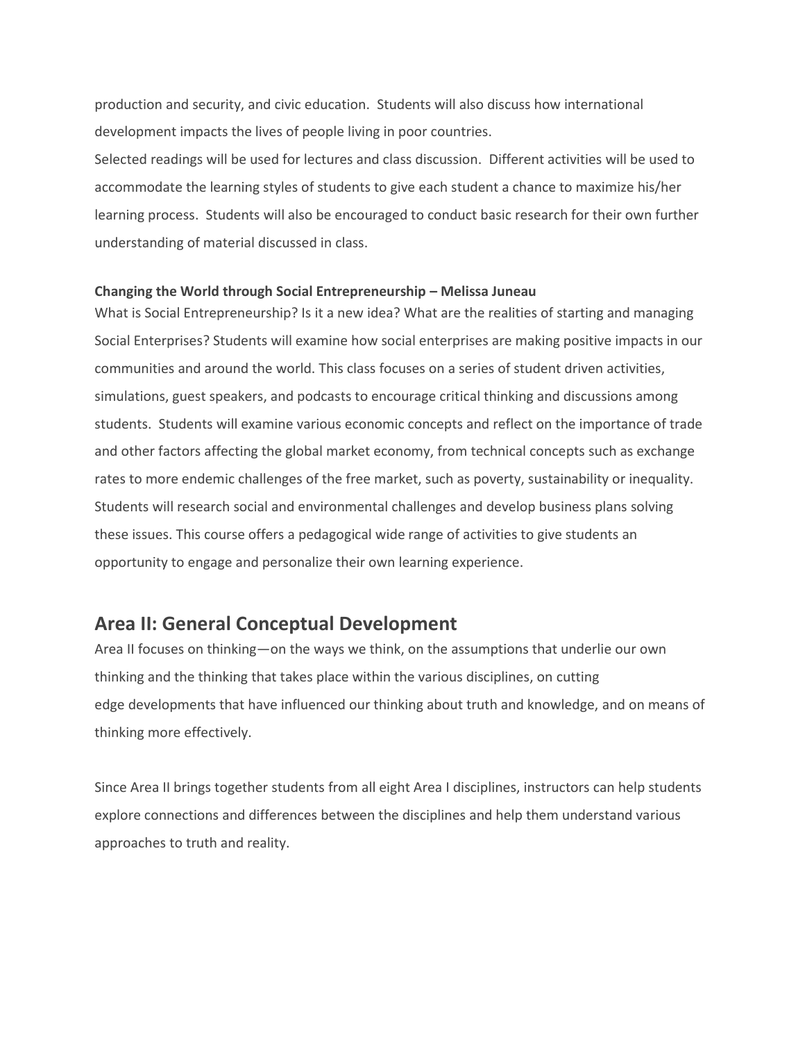production and security, and civic education. Students will also discuss how international development impacts the lives of people living in poor countries.
Selected readings will be used for lectures and class discussion. Different activities will be used to accommodate the learning styles of students to give each student a chance to maximize his/her learning process. Students will also be encouraged to conduct basic research for their own further understanding of material discussed in class.

**Changing the World through Social Entrepreneurship – Melissa Juneau**
What is Social Entrepreneurship? Is it a new idea? What are the realities of starting and managing Social Enterprises? Students will examine how social enterprises are making positive impacts in our communities and around the world. This class focuses on a series of student driven activities, simulations, guest speakers, and podcasts to encourage critical thinking and discussions among students. Students will examine various economic concepts and reflect on the importance of trade and other factors affecting the global market economy, from technical concepts such as exchange rates to more endemic challenges of the free market, such as poverty, sustainability or inequality. Students will research social and environmental challenges and develop business plans solving these issues. This course offers a pedagogical wide range of activities to give students an opportunity to engage and personalize their own learning experience.

## Area II: General Conceptual Development

Area II focuses on thinking—on the ways we think, on the assumptions that underlie our own thinking and the thinking that takes place within the various disciplines, on cutting edge developments that have influenced our thinking about truth and knowledge, and on means of thinking more effectively.

Since Area II brings together students from all eight Area I disciplines, instructors can help students explore connections and differences between the disciplines and help them understand various approaches to truth and reality.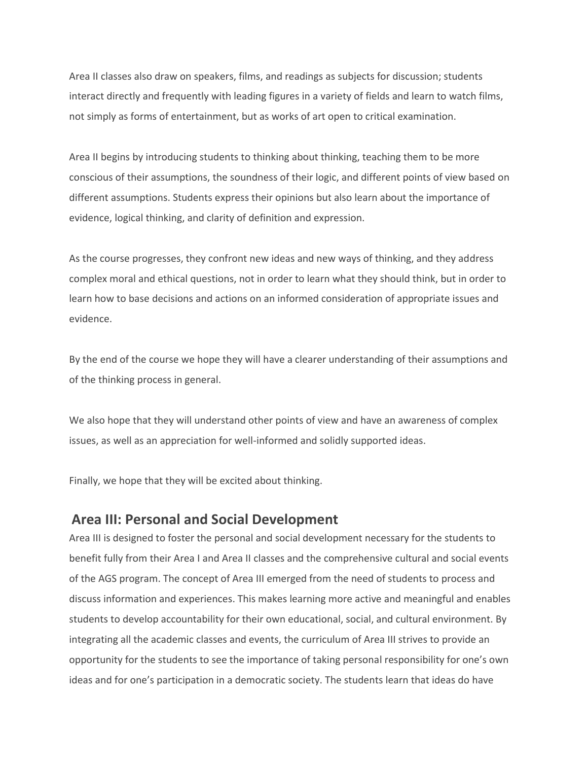Area II classes also draw on speakers, films, and readings as subjects for discussion; students interact directly and frequently with leading figures in a variety of fields and learn to watch films, not simply as forms of entertainment, but as works of art open to critical examination.

Area II begins by introducing students to thinking about thinking, teaching them to be more conscious of their assumptions, the soundness of their logic, and different points of view based on different assumptions. Students express their opinions but also learn about the importance of evidence, logical thinking, and clarity of definition and expression.

As the course progresses, they confront new ideas and new ways of thinking, and they address complex moral and ethical questions, not in order to learn what they should think, but in order to learn how to base decisions and actions on an informed consideration of appropriate issues and evidence.

By the end of the course we hope they will have a clearer understanding of their assumptions and of the thinking process in general.

We also hope that they will understand other points of view and have an awareness of complex issues, as well as an appreciation for well-informed and solidly supported ideas.

Finally, we hope that they will be excited about thinking.

## Area III: Personal and Social Development

Area III is designed to foster the personal and social development necessary for the students to benefit fully from their Area I and Area II classes and the comprehensive cultural and social events of the AGS program. The concept of Area III emerged from the need of students to process and discuss information and experiences. This makes learning more active and meaningful and enables students to develop accountability for their own educational, social, and cultural environment. By integrating all the academic classes and events, the curriculum of Area III strives to provide an opportunity for the students to see the importance of taking personal responsibility for one's own ideas and for one's participation in a democratic society. The students learn that ideas do have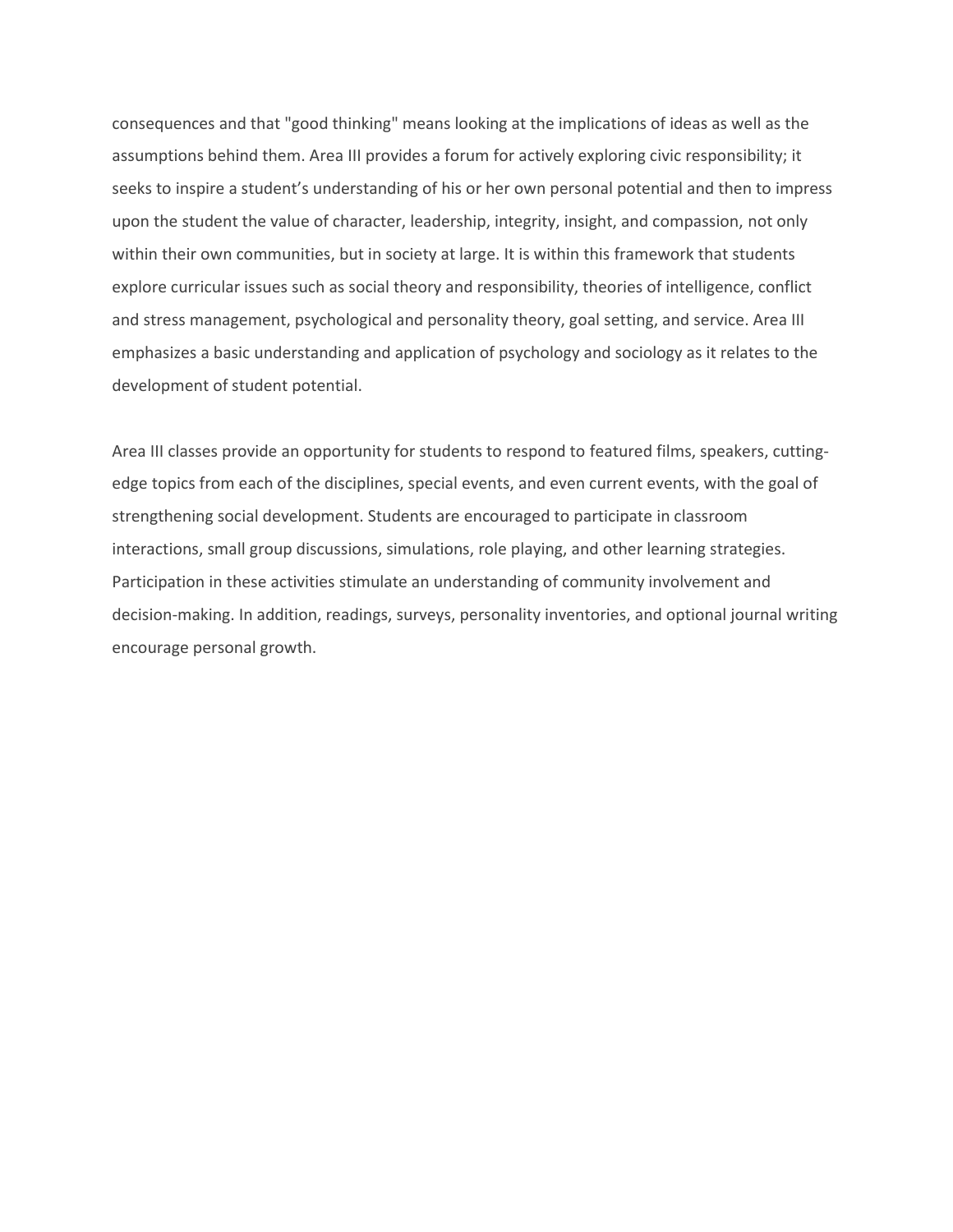consequences and that "good thinking" means looking at the implications of ideas as well as the assumptions behind them. Area III provides a forum for actively exploring civic responsibility; it seeks to inspire a student's understanding of his or her own personal potential and then to impress upon the student the value of character, leadership, integrity, insight, and compassion, not only within their own communities, but in society at large. It is within this framework that students explore curricular issues such as social theory and responsibility, theories of intelligence, conflict and stress management, psychological and personality theory, goal setting, and service. Area III emphasizes a basic understanding and application of psychology and sociology as it relates to the development of student potential.

Area III classes provide an opportunity for students to respond to featured films, speakers, cutting-edge topics from each of the disciplines, special events, and even current events, with the goal of strengthening social development. Students are encouraged to participate in classroom interactions, small group discussions, simulations, role playing, and other learning strategies. Participation in these activities stimulate an understanding of community involvement and decision-making. In addition, readings, surveys, personality inventories, and optional journal writing encourage personal growth.